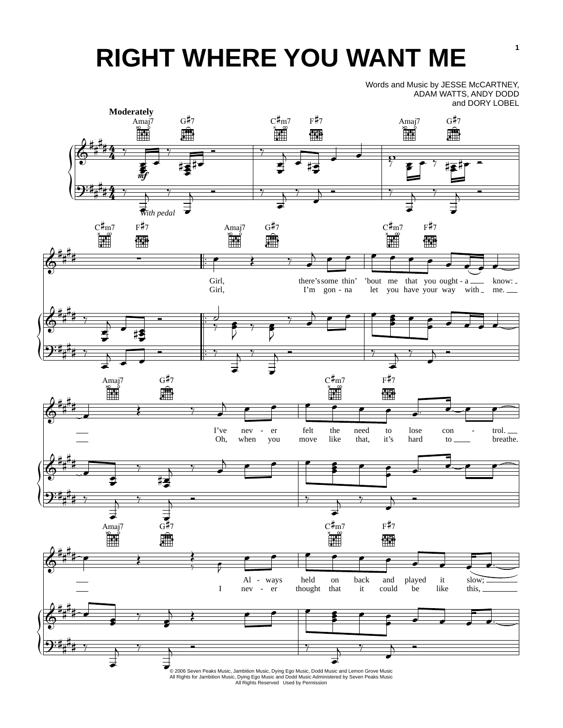# RIGHT WHERE YOU WANT ME

Words and Music by JESSE McCARTNEY, ADAM WATTS, ANDY DODD and DORY LOBEL

**Moderately**

Amaj7 G♯7 C♯m7 F♯7 Amaj7 G♯7 C♯m7 F♯7

*mf*

*With pedal*

Amaj7 G♯7 C♯m7 F♯7

Girl, there's some thin' 'bout me that you ought - a know:
Girl, I'm gon - na let you have your way with me.

Amaj7 G♯7 C♯m7 F♯7

I've nev - er felt the need to lose con - trol.
Oh, when you move like that, it's hard to breathe.

Amaj7 G♯7 C♯m7 F♯7

Al - ways held on back and played it slow;
I nev - er thought that it could be like this,

© 2006 Seven Peaks Music, Jambition Music, Dying Ego Music, Dodd Music and Lemon Grove Music
All Rights for Jambition Music, Dying Ego Music and Dodd Music Administered by Seven Peaks Music
All Rights Reserved Used by Permission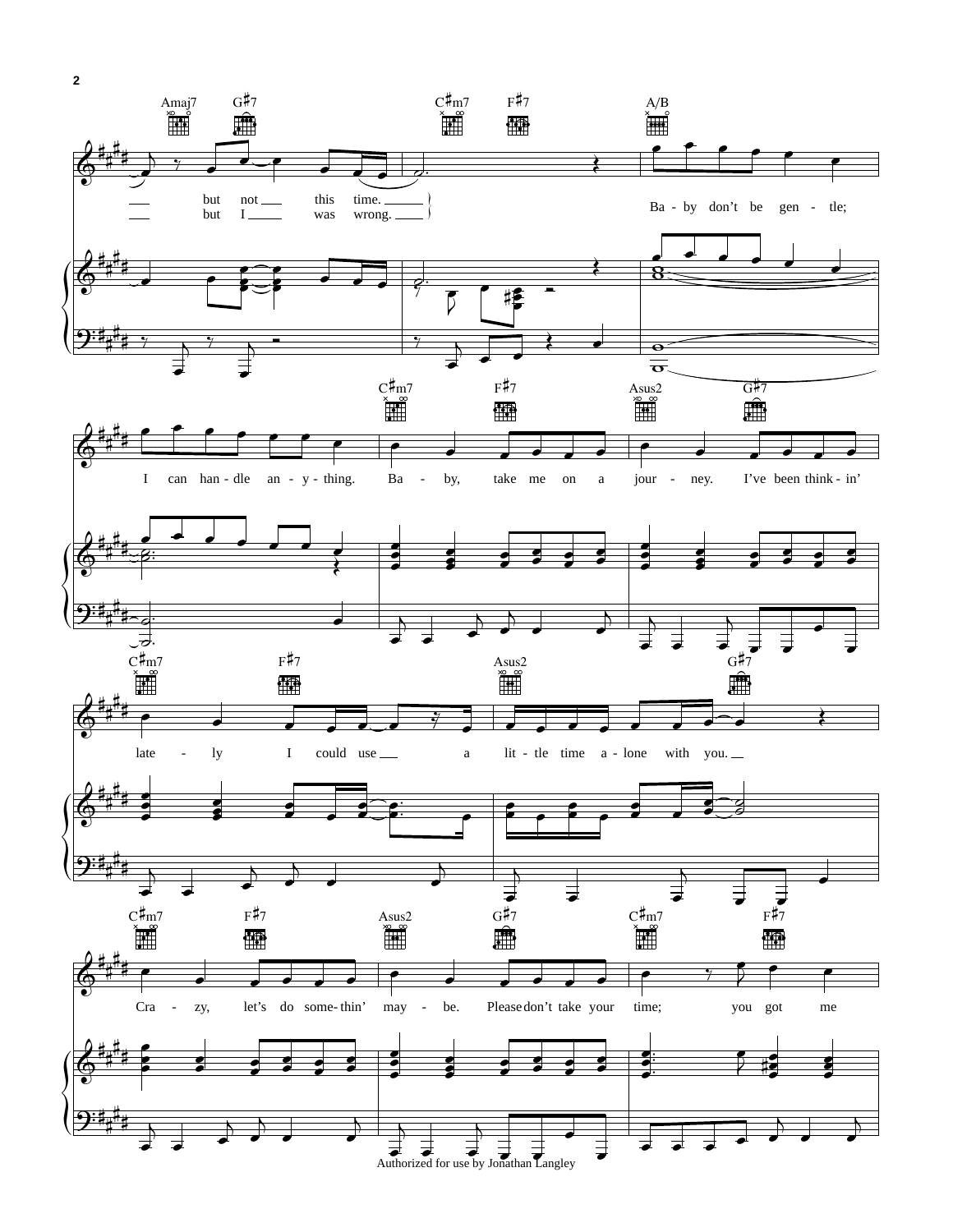Amaj7 G♯7 C♯m7 F♯7 A/B

but not this time.
but I was wrong.

Ba - by don't be gen - tle;

C♯m7 F♯7 Asus2 G♯7

I can han - dle an - y - thing. Ba - by, take me on a jour - ney. I've been think - in'

C♯m7 F♯7 Asus2 G♯7

late - ly I could use a lit - tle time a - lone with you.

C♯m7 F♯7 Asus2 G♯7 C♯m7 F♯7

Cra - zy, let's do some - thin' may - be. Please don't take your time; you got me

Authorized for use by Jonathan Langley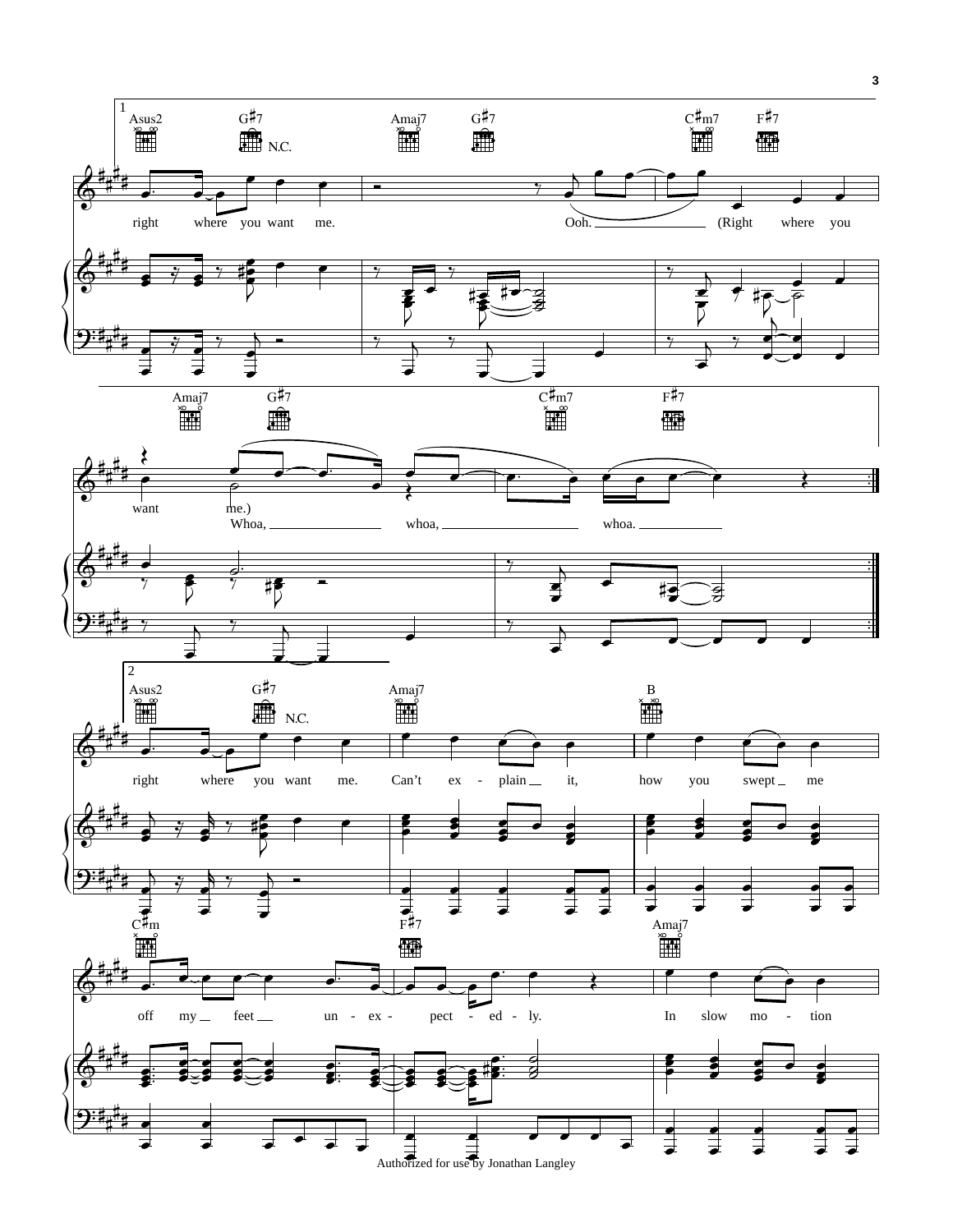1

Asus2 G♯7 N.C. Amaj7 G♯7 C♯m7 F♯7

right where you want me. Ooh. (Right where you

Amaj7 G♯7 C♯m7 F♯7

want me.)

Whoa, whoa, whoa.

2

Asus2 G♯7 N.C. Amaj7 B

right where you want me. Can't ex - plain it, how you swept me

C♯m F♯7 Amaj7

off my feet un - ex - pect - ed - ly. In slow mo - tion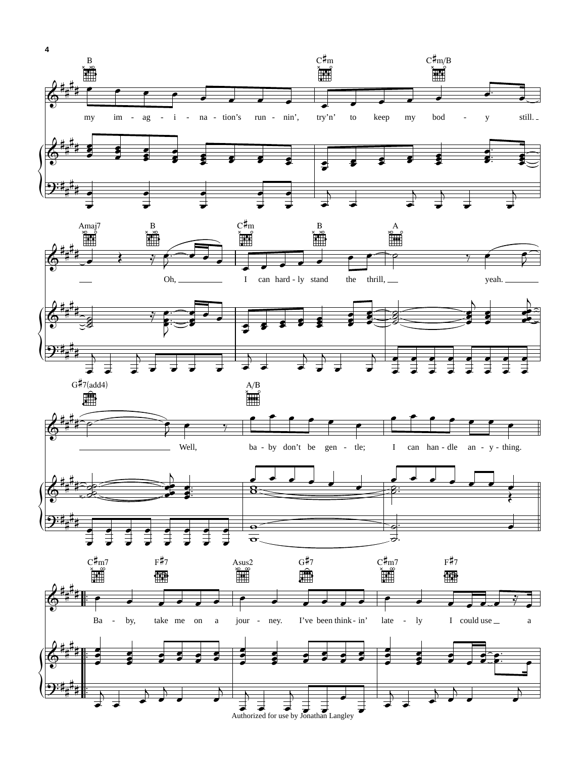B | C♯m | C♯m/B

my im-ag-i-na-tion's run-nin', try'n' to keep my bod-y still.

Amaj7 | B | C♯m | B | A

Oh, I can hard-ly stand the thrill, yeah.

G♯7(add4) | A/B

Well, ba-by don't be gen-tle; I can han-dle an-y-thing.

C♯m7 | F♯7 | Asus2 | G♯7 | C♯m7 | F♯7

Ba-by, take me on a jour-ney. I've been think-in' late-ly I could use a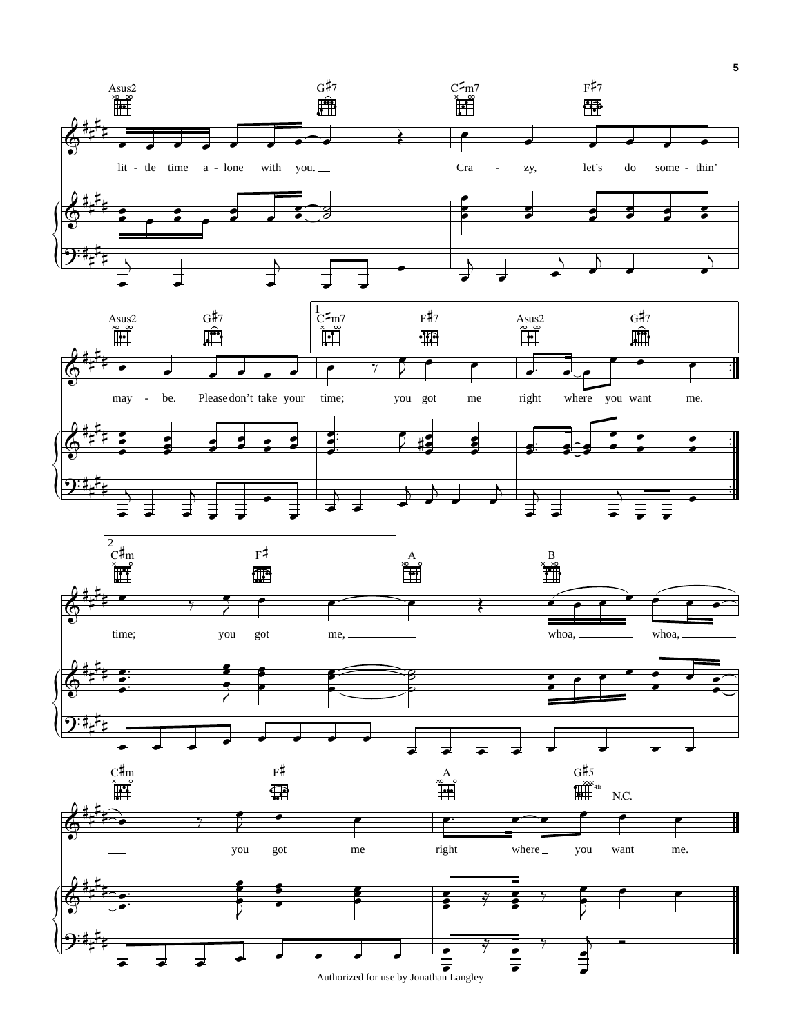Asus2 G♯7 C♯m7 F♯7

lit - tle time a - lone with you. Cra - zy, let's do some - thin'

Asus2 G♯7 1 C♯m7 F♯7 Asus2 G♯7

may - be. Please don't take your time; you got me right where you want me.

2 C♯m F♯ A B

time; you got me, whoa, whoa,

C♯m F♯ A G♯5 4fr N.C.

you got me right where you want me.